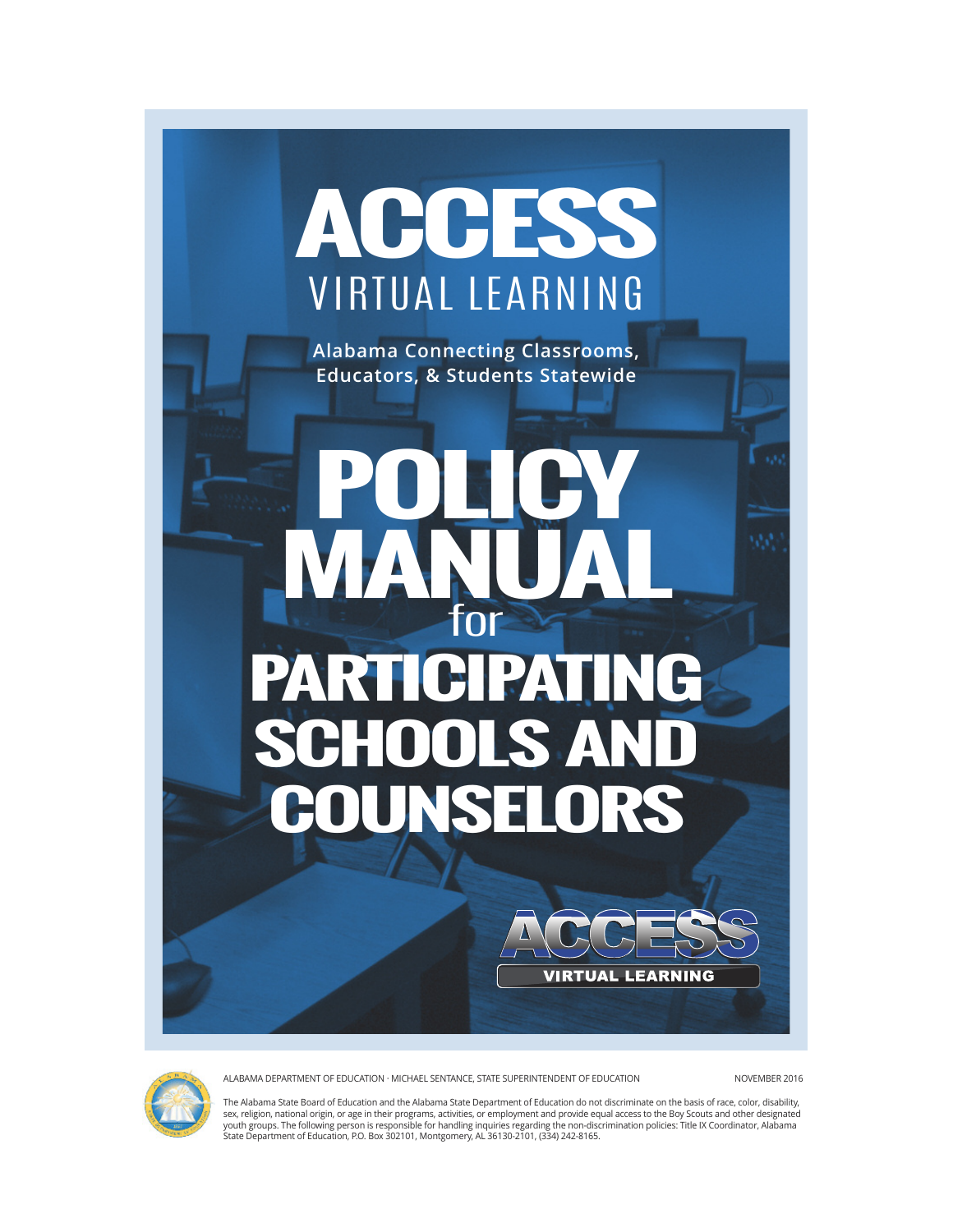# ACCESS

VIRTUAL LEARNING

**Alabama Connecting Classrooms, Educators, & Students Statewide**

# POLICY MANUAL for PARTICIPATING SCHOOLS AND COUNSELORS

ACCESS VIRTUAL LEARNING

ALABAMA DEPARTMENT OF EDUCATION · MICHAEL SENTANCE, STATE SUPERINTENDENT OF EDUCATION

NOVEMBER 2016

The Alabama State Board of Education and the Alabama State Department of Education do not discriminate on the basis of race, color, disability, sex, religion, national origin, or age in their programs, activities, or employment and provide equal access to the Boy Scouts and other designated youth groups. The following person is responsible for handling inquiries regarding the non-discrimination policies: Title IX Coordinator, Alabama State Department of Education, P.O. Box 302101, Montgomery, AL 36130-2101, (334) 242-8165.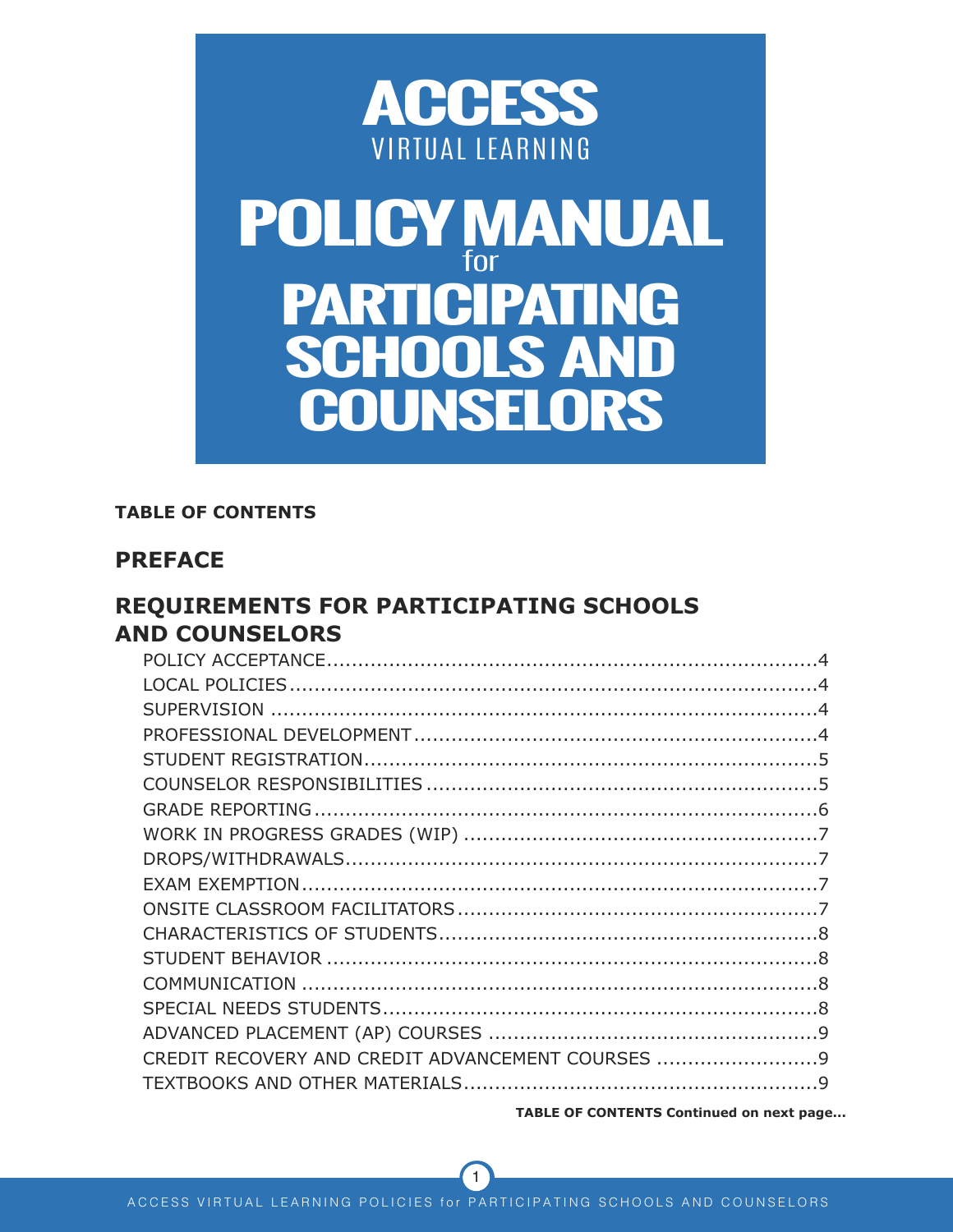# ACCESS VIRTUAL LEARNING

# POLICY MANUAL for PARTICIPATING SCHOOLS AND COUNSELORS

**TABLE OF CONTENTS**

## PREFACE

## REQUIREMENTS FOR PARTICIPATING SCHOOLS AND COUNSELORS

POLICY ACCEPTANCE....4
LOCAL POLICIES....4
SUPERVISION....4
PROFESSIONAL DEVELOPMENT....4
STUDENT REGISTRATION....5
COUNSELOR RESPONSIBILITIES....5
GRADE REPORTING....6
WORK IN PROGRESS GRADES (WIP)....7
DROPS/WITHDRAWALS....7
EXAM EXEMPTION....7
ONSITE CLASSROOM FACILITATORS....7
CHARACTERISTICS OF STUDENTS....8
STUDENT BEHAVIOR....8
COMMUNICATION....8
SPECIAL NEEDS STUDENTS....8
ADVANCED PLACEMENT (AP) COURSES....9
CREDIT RECOVERY AND CREDIT ADVANCEMENT COURSES....9
TEXTBOOKS AND OTHER MATERIALS....9

**TABLE OF CONTENTS Continued on next page...**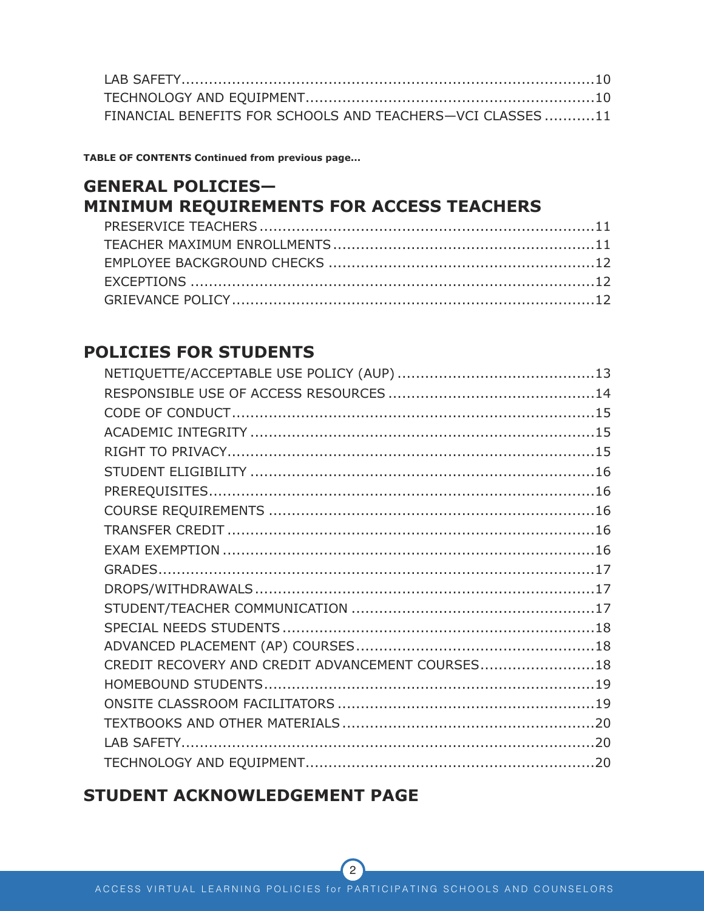LAB SAFETY....................10
TECHNOLOGY AND EQUIPMENT....................10
FINANCIAL BENEFITS FOR SCHOOLS AND TEACHERS—VCI CLASSES....................11

**TABLE OF CONTENTS Continued from previous page...**

## GENERAL POLICIES— MINIMUM REQUIREMENTS FOR ACCESS TEACHERS

PRESERVICE TEACHERS....................11
TEACHER MAXIMUM ENROLLMENTS....................11
EMPLOYEE BACKGROUND CHECKS....................12
EXCEPTIONS....................12
GRIEVANCE POLICY....................12

## POLICIES FOR STUDENTS

NETIQUETTE/ACCEPTABLE USE POLICY (AUP)....................13
RESPONSIBLE USE OF ACCESS RESOURCES....................14
CODE OF CONDUCT....................15
ACADEMIC INTEGRITY....................15
RIGHT TO PRIVACY....................15
STUDENT ELIGIBILITY....................16
PREREQUISITES....................16
COURSE REQUIREMENTS....................16
TRANSFER CREDIT....................16
EXAM EXEMPTION....................16
GRADES....................17
DROPS/WITHDRAWALS....................17
STUDENT/TEACHER COMMUNICATION....................17
SPECIAL NEEDS STUDENTS....................18
ADVANCED PLACEMENT (AP) COURSES....................18
CREDIT RECOVERY AND CREDIT ADVANCEMENT COURSES....................18
HOMEBOUND STUDENTS....................19
ONSITE CLASSROOM FACILITATORS....................19
TEXTBOOKS AND OTHER MATERIALS....................20
LAB SAFETY....................20
TECHNOLOGY AND EQUIPMENT....................20

## STUDENT ACKNOWLEDGEMENT PAGE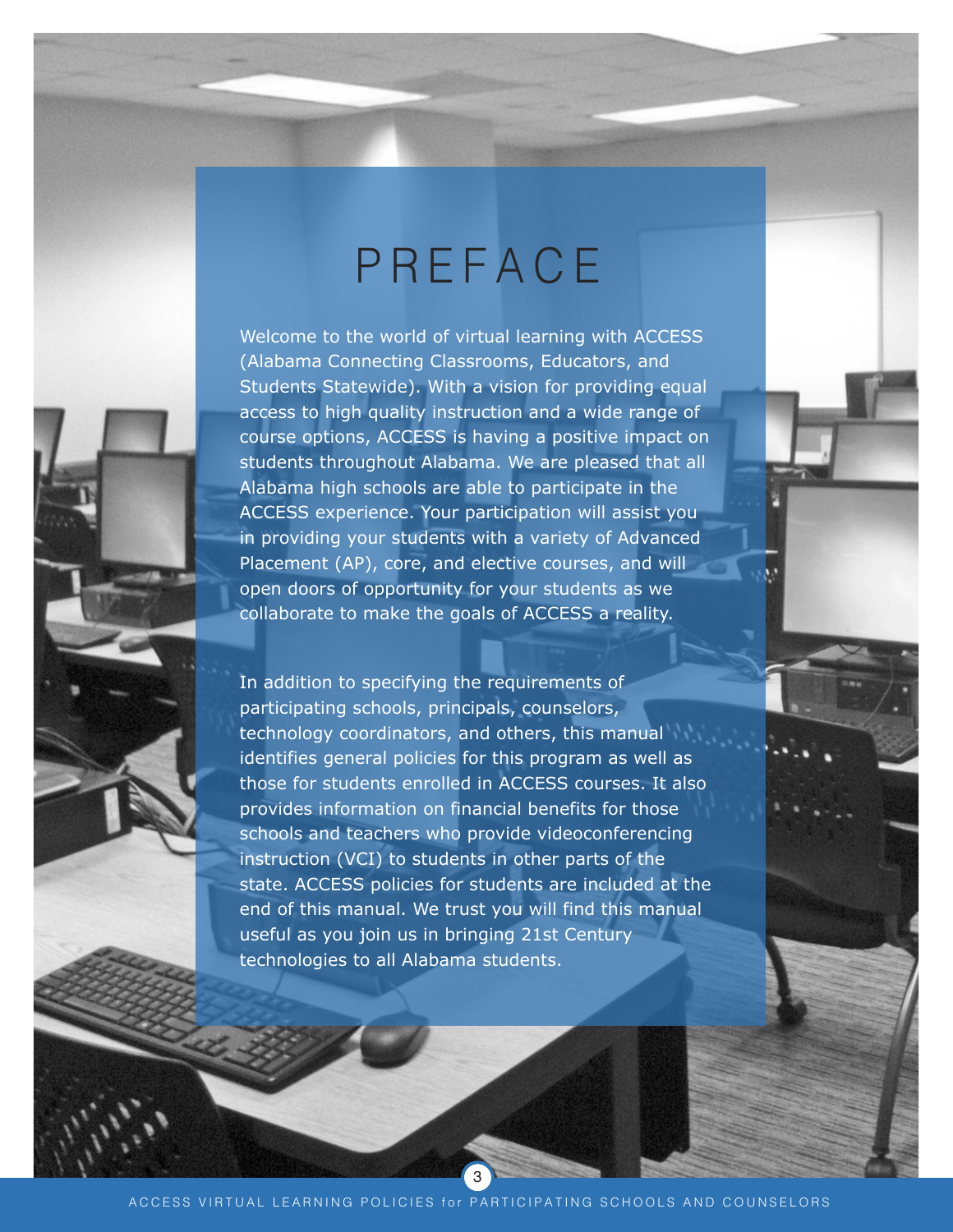# PREFACE

Welcome to the world of virtual learning with ACCESS (Alabama Connecting Classrooms, Educators, and Students Statewide). With a vision for providing equal access to high quality instruction and a wide range of course options, ACCESS is having a positive impact on students throughout Alabama. We are pleased that all Alabama high schools are able to participate in the ACCESS experience. Your participation will assist you in providing your students with a variety of Advanced Placement (AP), core, and elective courses, and will open doors of opportunity for your students as we collaborate to make the goals of ACCESS a reality.

In addition to specifying the requirements of participating schools, principals, counselors, technology coordinators, and others, this manual identifies general policies for this program as well as those for students enrolled in ACCESS courses. It also provides information on financial benefits for those schools and teachers who provide videoconferencing instruction (VCI) to students in other parts of the state. ACCESS policies for students are included at the end of this manual. We trust you will find this manual useful as you join us in bringing 21st Century technologies to all Alabama students.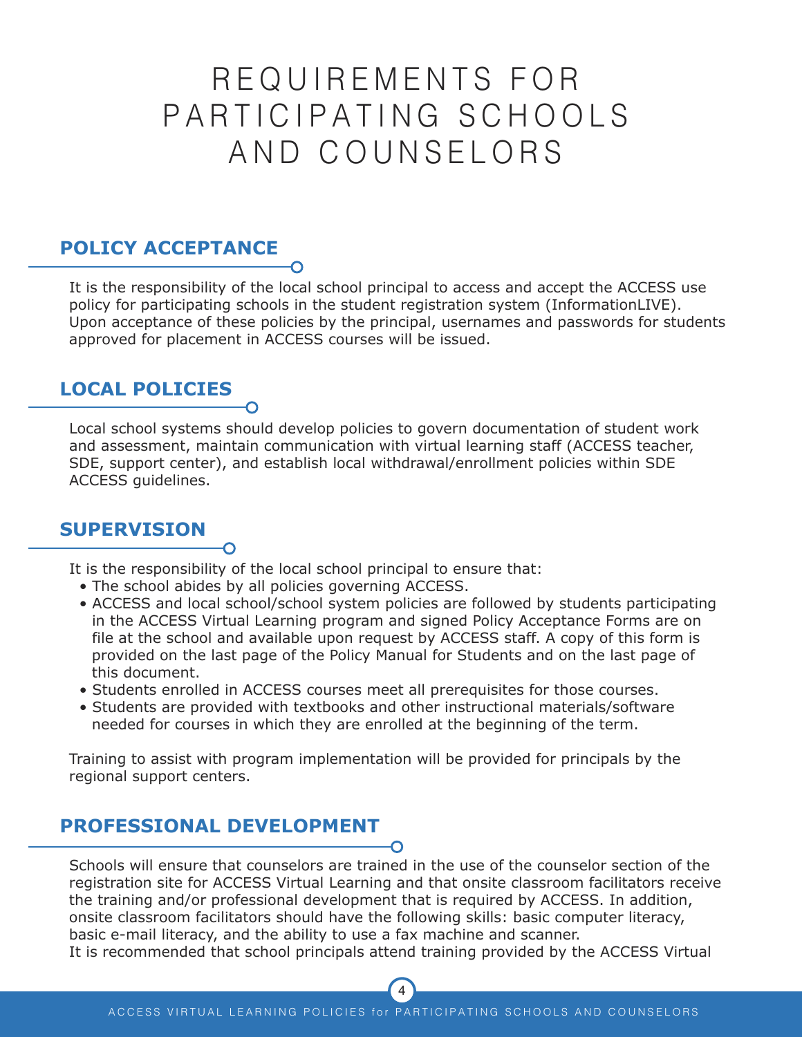# REQUIREMENTS FOR PARTICIPATING SCHOOLS AND COUNSELORS

## POLICY ACCEPTANCE

It is the responsibility of the local school principal to access and accept the ACCESS use policy for participating schools in the student registration system (InformationLIVE). Upon acceptance of these policies by the principal, usernames and passwords for students approved for placement in ACCESS courses will be issued.

## LOCAL POLICIES

Local school systems should develop policies to govern documentation of student work and assessment, maintain communication with virtual learning staff (ACCESS teacher, SDE, support center), and establish local withdrawal/enrollment policies within SDE ACCESS guidelines.

## SUPERVISION

It is the responsibility of the local school principal to ensure that:

- The school abides by all policies governing ACCESS.
- ACCESS and local school/school system policies are followed by students participating in the ACCESS Virtual Learning program and signed Policy Acceptance Forms are on file at the school and available upon request by ACCESS staff. A copy of this form is provided on the last page of the Policy Manual for Students and on the last page of this document.
- Students enrolled in ACCESS courses meet all prerequisites for those courses.
- Students are provided with textbooks and other instructional materials/software needed for courses in which they are enrolled at the beginning of the term.

Training to assist with program implementation will be provided for principals by the regional support centers.

## PROFESSIONAL DEVELOPMENT

Schools will ensure that counselors are trained in the use of the counselor section of the registration site for ACCESS Virtual Learning and that onsite classroom facilitators receive the training and/or professional development that is required by ACCESS. In addition, onsite classroom facilitators should have the following skills: basic computer literacy, basic e-mail literacy, and the ability to use a fax machine and scanner.

It is recommended that school principals attend training provided by the ACCESS Virtual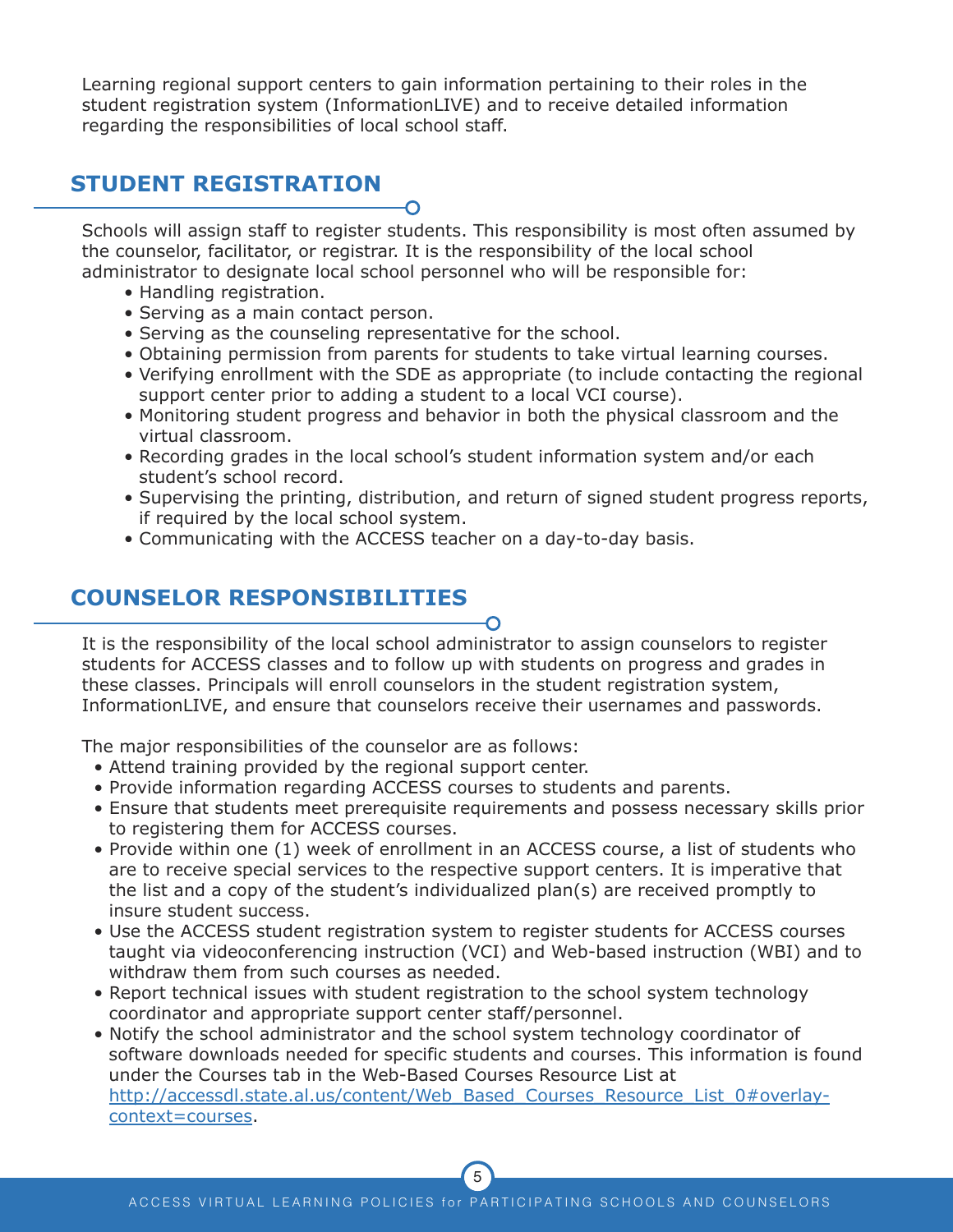Learning regional support centers to gain information pertaining to their roles in the student registration system (InformationLIVE) and to receive detailed information regarding the responsibilities of local school staff.

## STUDENT REGISTRATION

Schools will assign staff to register students. This responsibility is most often assumed by the counselor, facilitator, or registrar. It is the responsibility of the local school administrator to designate local school personnel who will be responsible for:

- Handling registration.
- Serving as a main contact person.
- Serving as the counseling representative for the school.
- Obtaining permission from parents for students to take virtual learning courses.
- Verifying enrollment with the SDE as appropriate (to include contacting the regional support center prior to adding a student to a local VCI course).
- Monitoring student progress and behavior in both the physical classroom and the virtual classroom.
- Recording grades in the local school's student information system and/or each student's school record.
- Supervising the printing, distribution, and return of signed student progress reports, if required by the local school system.
- Communicating with the ACCESS teacher on a day-to-day basis.

## COUNSELOR RESPONSIBILITIES

It is the responsibility of the local school administrator to assign counselors to register students for ACCESS classes and to follow up with students on progress and grades in these classes. Principals will enroll counselors in the student registration system, InformationLIVE, and ensure that counselors receive their usernames and passwords.

The major responsibilities of the counselor are as follows:

- Attend training provided by the regional support center.
- Provide information regarding ACCESS courses to students and parents.
- Ensure that students meet prerequisite requirements and possess necessary skills prior to registering them for ACCESS courses.
- Provide within one (1) week of enrollment in an ACCESS course, a list of students who are to receive special services to the respective support centers. It is imperative that the list and a copy of the student's individualized plan(s) are received promptly to insure student success.
- Use the ACCESS student registration system to register students for ACCESS courses taught via videoconferencing instruction (VCI) and Web-based instruction (WBI) and to withdraw them from such courses as needed.
- Report technical issues with student registration to the school system technology coordinator and appropriate support center staff/personnel.
- Notify the school administrator and the school system technology coordinator of software downloads needed for specific students and courses. This information is found under the Courses tab in the Web-Based Courses Resource List at [http://accessdl.state.al.us/content/Web_Based_Courses_Resource_List_0#overlay-context=courses](http://accessdl.state.al.us/content/Web_Based_Courses_Resource_List_0#overlay-context=courses).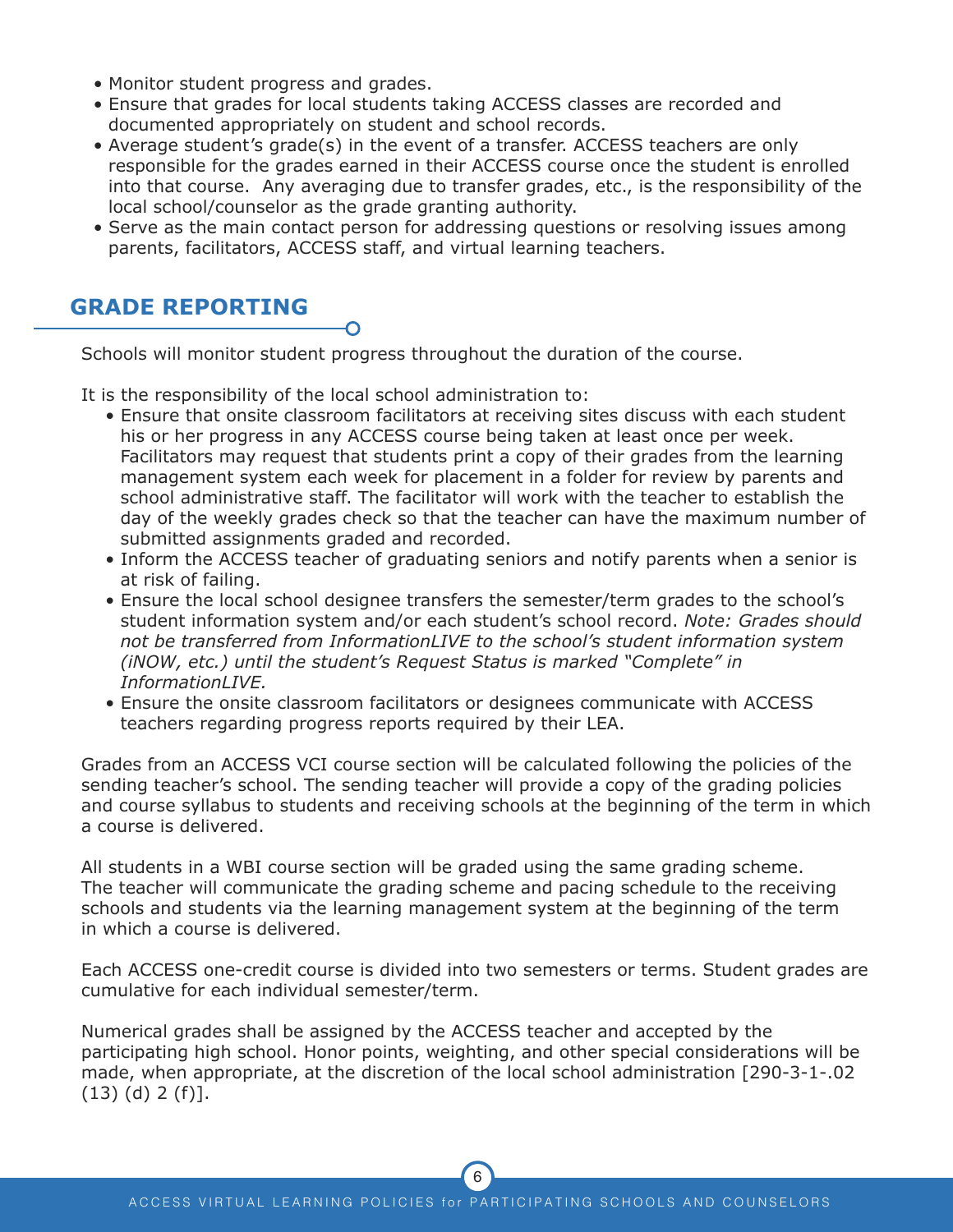- Monitor student progress and grades.
- Ensure that grades for local students taking ACCESS classes are recorded and documented appropriately on student and school records.
- Average student's grade(s) in the event of a transfer. ACCESS teachers are only responsible for the grades earned in their ACCESS course once the student is enrolled into that course. Any averaging due to transfer grades, etc., is the responsibility of the local school/counselor as the grade granting authority.
- Serve as the main contact person for addressing questions or resolving issues among parents, facilitators, ACCESS staff, and virtual learning teachers.

## GRADE REPORTING

Schools will monitor student progress throughout the duration of the course.

It is the responsibility of the local school administration to:

- Ensure that onsite classroom facilitators at receiving sites discuss with each student his or her progress in any ACCESS course being taken at least once per week. Facilitators may request that students print a copy of their grades from the learning management system each week for placement in a folder for review by parents and school administrative staff. The facilitator will work with the teacher to establish the day of the weekly grades check so that the teacher can have the maximum number of submitted assignments graded and recorded.
- Inform the ACCESS teacher of graduating seniors and notify parents when a senior is at risk of failing.
- Ensure the local school designee transfers the semester/term grades to the school's student information system and/or each student's school record. *Note: Grades should not be transferred from InformationLIVE to the school's student information system (iNOW, etc.) until the student's Request Status is marked "Complete" in InformationLIVE.*
- Ensure the onsite classroom facilitators or designees communicate with ACCESS teachers regarding progress reports required by their LEA.

Grades from an ACCESS VCI course section will be calculated following the policies of the sending teacher's school. The sending teacher will provide a copy of the grading policies and course syllabus to students and receiving schools at the beginning of the term in which a course is delivered.

All students in a WBI course section will be graded using the same grading scheme. The teacher will communicate the grading scheme and pacing schedule to the receiving schools and students via the learning management system at the beginning of the term in which a course is delivered.

Each ACCESS one-credit course is divided into two semesters or terms. Student grades are cumulative for each individual semester/term.

Numerical grades shall be assigned by the ACCESS teacher and accepted by the participating high school. Honor points, weighting, and other special considerations will be made, when appropriate, at the discretion of the local school administration [290-3-1-.02 (13) (d) 2 (f)].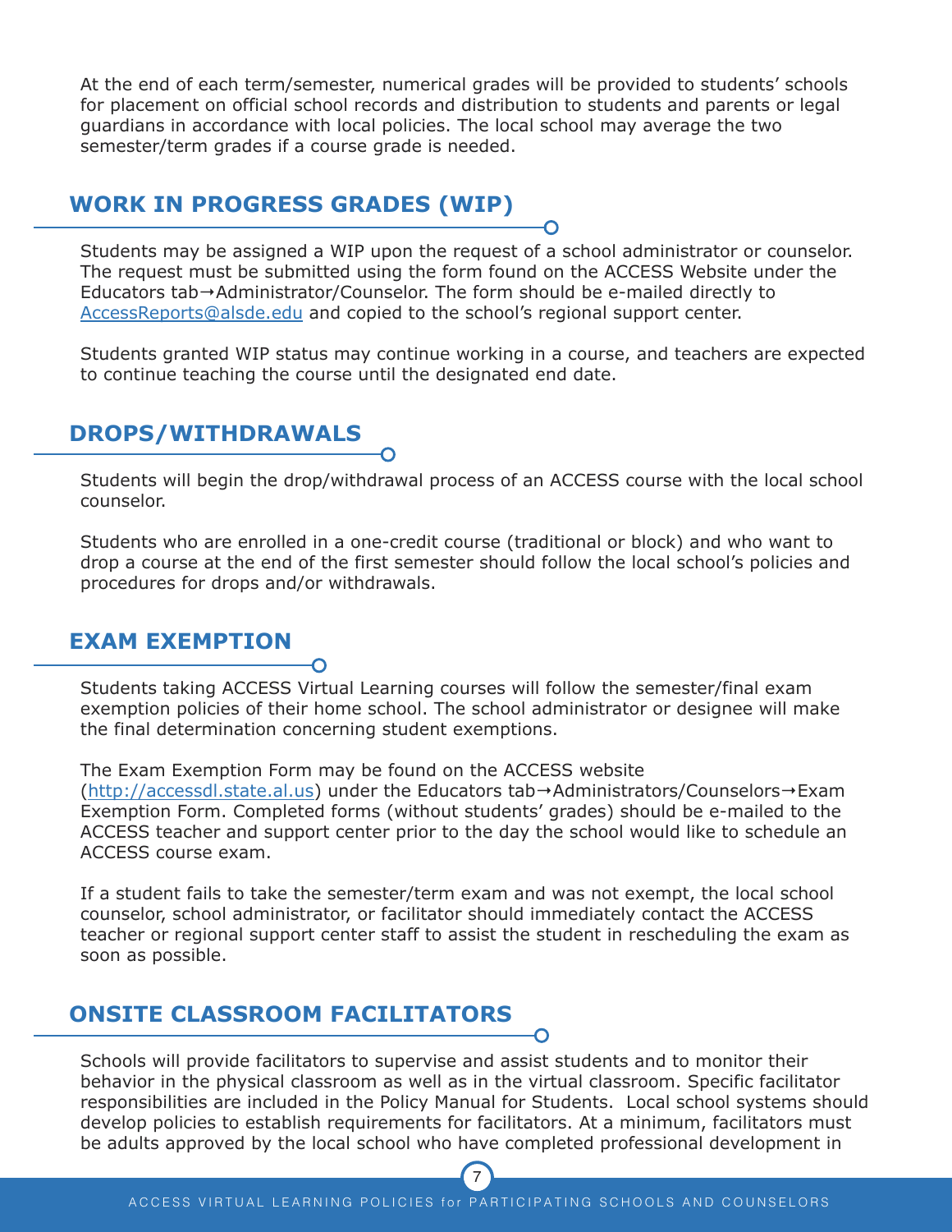At the end of each term/semester, numerical grades will be provided to students' schools for placement on official school records and distribution to students and parents or legal guardians in accordance with local policies. The local school may average the two semester/term grades if a course grade is needed.

## WORK IN PROGRESS GRADES (WIP)

Students may be assigned a WIP upon the request of a school administrator or counselor. The request must be submitted using the form found on the ACCESS Website under the Educators tab→Administrator/Counselor. The form should be e-mailed directly to AccessReports@alsde.edu and copied to the school's regional support center.

Students granted WIP status may continue working in a course, and teachers are expected to continue teaching the course until the designated end date.

## DROPS/WITHDRAWALS

Students will begin the drop/withdrawal process of an ACCESS course with the local school counselor.

Students who are enrolled in a one-credit course (traditional or block) and who want to drop a course at the end of the first semester should follow the local school's policies and procedures for drops and/or withdrawals.

## EXAM EXEMPTION

Students taking ACCESS Virtual Learning courses will follow the semester/final exam exemption policies of their home school. The school administrator or designee will make the final determination concerning student exemptions.

The Exam Exemption Form may be found on the ACCESS website (http://accessdl.state.al.us) under the Educators tab→Administrators/Counselors→Exam Exemption Form. Completed forms (without students' grades) should be e-mailed to the ACCESS teacher and support center prior to the day the school would like to schedule an ACCESS course exam.

If a student fails to take the semester/term exam and was not exempt, the local school counselor, school administrator, or facilitator should immediately contact the ACCESS teacher or regional support center staff to assist the student in rescheduling the exam as soon as possible.

## ONSITE CLASSROOM FACILITATORS

Schools will provide facilitators to supervise and assist students and to monitor their behavior in the physical classroom as well as in the virtual classroom. Specific facilitator responsibilities are included in the Policy Manual for Students. Local school systems should develop policies to establish requirements for facilitators. At a minimum, facilitators must be adults approved by the local school who have completed professional development in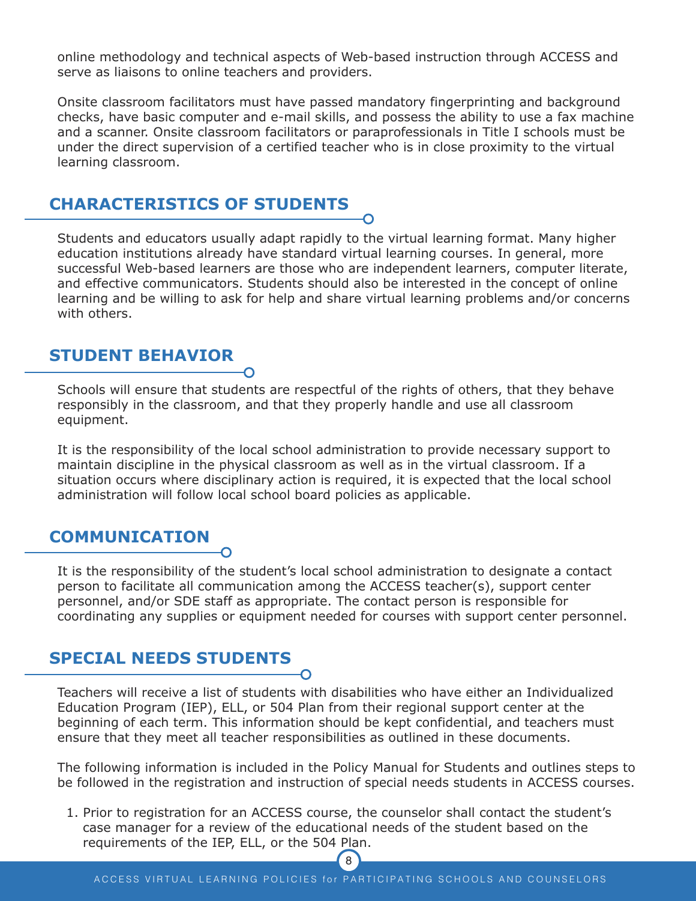online methodology and technical aspects of Web-based instruction through ACCESS and serve as liaisons to online teachers and providers.

Onsite classroom facilitators must have passed mandatory fingerprinting and background checks, have basic computer and e-mail skills, and possess the ability to use a fax machine and a scanner. Onsite classroom facilitators or paraprofessionals in Title I schools must be under the direct supervision of a certified teacher who is in close proximity to the virtual learning classroom.

## CHARACTERISTICS OF STUDENTS

Students and educators usually adapt rapidly to the virtual learning format. Many higher education institutions already have standard virtual learning courses. In general, more successful Web-based learners are those who are independent learners, computer literate, and effective communicators. Students should also be interested in the concept of online learning and be willing to ask for help and share virtual learning problems and/or concerns with others.

## STUDENT BEHAVIOR

Schools will ensure that students are respectful of the rights of others, that they behave responsibly in the classroom, and that they properly handle and use all classroom equipment.

It is the responsibility of the local school administration to provide necessary support to maintain discipline in the physical classroom as well as in the virtual classroom. If a situation occurs where disciplinary action is required, it is expected that the local school administration will follow local school board policies as applicable.

## COMMUNICATION

It is the responsibility of the student's local school administration to designate a contact person to facilitate all communication among the ACCESS teacher(s), support center personnel, and/or SDE staff as appropriate. The contact person is responsible for coordinating any supplies or equipment needed for courses with support center personnel.

## SPECIAL NEEDS STUDENTS

Teachers will receive a list of students with disabilities who have either an Individualized Education Program (IEP), ELL, or 504 Plan from their regional support center at the beginning of each term. This information should be kept confidential, and teachers must ensure that they meet all teacher responsibilities as outlined in these documents.

The following information is included in the Policy Manual for Students and outlines steps to be followed in the registration and instruction of special needs students in ACCESS courses.

1. Prior to registration for an ACCESS course, the counselor shall contact the student's case manager for a review of the educational needs of the student based on the requirements of the IEP, ELL, or the 504 Plan.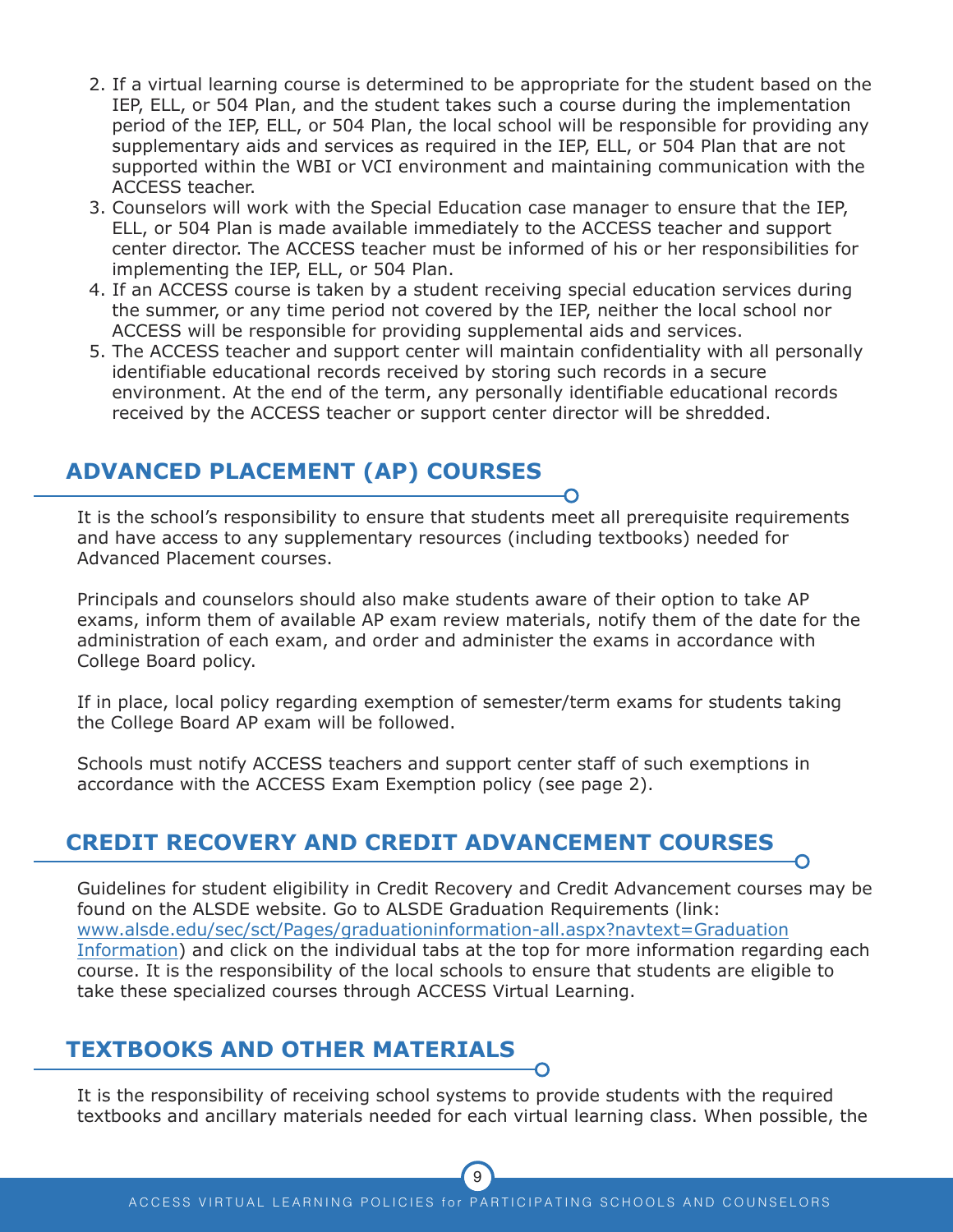2. If a virtual learning course is determined to be appropriate for the student based on the IEP, ELL, or 504 Plan, and the student takes such a course during the implementation period of the IEP, ELL, or 504 Plan, the local school will be responsible for providing any supplementary aids and services as required in the IEP, ELL, or 504 Plan that are not supported within the WBI or VCI environment and maintaining communication with the ACCESS teacher.
3. Counselors will work with the Special Education case manager to ensure that the IEP, ELL, or 504 Plan is made available immediately to the ACCESS teacher and support center director. The ACCESS teacher must be informed of his or her responsibilities for implementing the IEP, ELL, or 504 Plan.
4. If an ACCESS course is taken by a student receiving special education services during the summer, or any time period not covered by the IEP, neither the local school nor ACCESS will be responsible for providing supplemental aids and services.
5. The ACCESS teacher and support center will maintain confidentiality with all personally identifiable educational records received by storing such records in a secure environment. At the end of the term, any personally identifiable educational records received by the ACCESS teacher or support center director will be shredded.

## ADVANCED PLACEMENT (AP) COURSES

It is the school's responsibility to ensure that students meet all prerequisite requirements and have access to any supplementary resources (including textbooks) needed for Advanced Placement courses.

Principals and counselors should also make students aware of their option to take AP exams, inform them of available AP exam review materials, notify them of the date for the administration of each exam, and order and administer the exams in accordance with College Board policy.

If in place, local policy regarding exemption of semester/term exams for students taking the College Board AP exam will be followed.

Schools must notify ACCESS teachers and support center staff of such exemptions in accordance with the ACCESS Exam Exemption policy (see page 2).

## CREDIT RECOVERY AND CREDIT ADVANCEMENT COURSES

Guidelines for student eligibility in Credit Recovery and Credit Advancement courses may be found on the ALSDE website. Go to ALSDE Graduation Requirements (link: [www.alsde.edu/sec/sct/Pages/graduationinformation-all.aspx?navtext=Graduation Information](www.alsde.edu/sec/sct/Pages/graduationinformation-all.aspx?navtext=Graduation Information)) and click on the individual tabs at the top for more information regarding each course. It is the responsibility of the local schools to ensure that students are eligible to take these specialized courses through ACCESS Virtual Learning.

## TEXTBOOKS AND OTHER MATERIALS

It is the responsibility of receiving school systems to provide students with the required textbooks and ancillary materials needed for each virtual learning class. When possible, the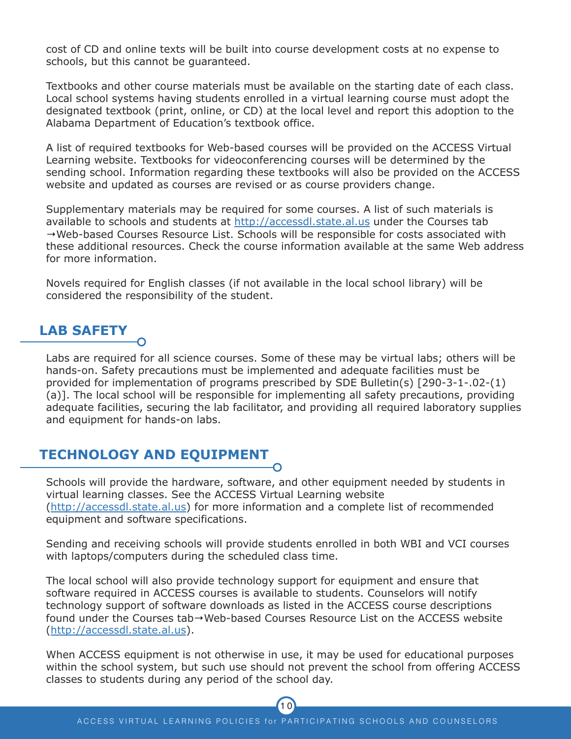cost of CD and online texts will be built into course development costs at no expense to schools, but this cannot be guaranteed.

Textbooks and other course materials must be available on the starting date of each class. Local school systems having students enrolled in a virtual learning course must adopt the designated textbook (print, online, or CD) at the local level and report this adoption to the Alabama Department of Education's textbook office.

A list of required textbooks for Web-based courses will be provided on the ACCESS Virtual Learning website. Textbooks for videoconferencing courses will be determined by the sending school. Information regarding these textbooks will also be provided on the ACCESS website and updated as courses are revised or as course providers change.

Supplementary materials may be required for some courses. A list of such materials is available to schools and students at http://accessdl.state.al.us under the Courses tab →Web-based Courses Resource List. Schools will be responsible for costs associated with these additional resources. Check the course information available at the same Web address for more information.

Novels required for English classes (if not available in the local school library) will be considered the responsibility of the student.

## LAB SAFETY

Labs are required for all science courses. Some of these may be virtual labs; others will be hands-on. Safety precautions must be implemented and adequate facilities must be provided for implementation of programs prescribed by SDE Bulletin(s) [290-3-1-.02-(1)(a)]. The local school will be responsible for implementing all safety precautions, providing adequate facilities, securing the lab facilitator, and providing all required laboratory supplies and equipment for hands-on labs.

## TECHNOLOGY AND EQUIPMENT

Schools will provide the hardware, software, and other equipment needed by students in virtual learning classes. See the ACCESS Virtual Learning website (http://accessdl.state.al.us) for more information and a complete list of recommended equipment and software specifications.

Sending and receiving schools will provide students enrolled in both WBI and VCI courses with laptops/computers during the scheduled class time.

The local school will also provide technology support for equipment and ensure that software required in ACCESS courses is available to students. Counselors will notify technology support of software downloads as listed in the ACCESS course descriptions found under the Courses tab→Web-based Courses Resource List on the ACCESS website (http://accessdl.state.al.us).

When ACCESS equipment is not otherwise in use, it may be used for educational purposes within the school system, but such use should not prevent the school from offering ACCESS classes to students during any period of the school day.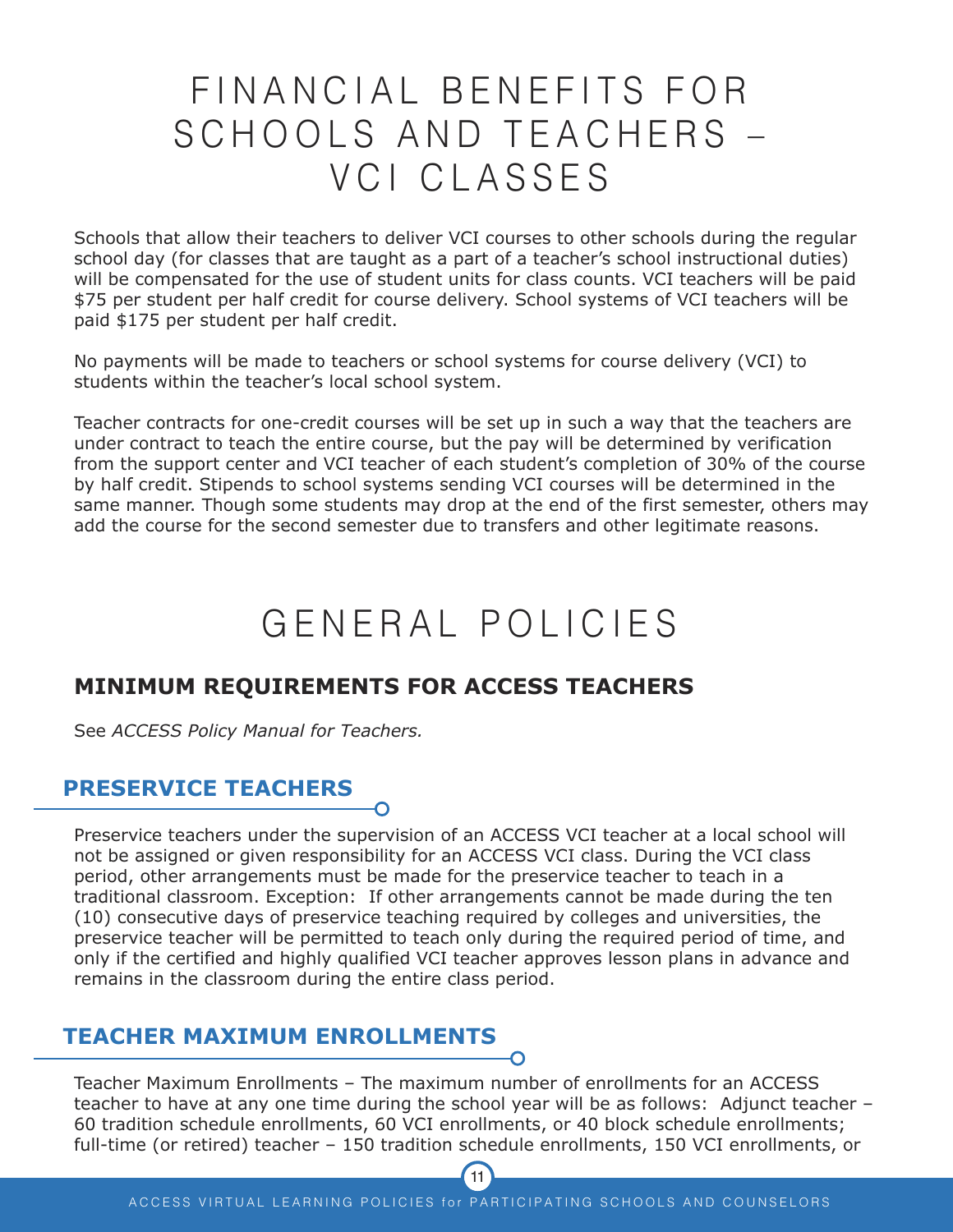# FINANCIAL BENEFITS FOR SCHOOLS AND TEACHERS – VCI CLASSES

Schools that allow their teachers to deliver VCI courses to other schools during the regular school day (for classes that are taught as a part of a teacher's school instructional duties) will be compensated for the use of student units for class counts. VCI teachers will be paid $75 per student per half credit for course delivery. School systems of VCI teachers will be paid $175 per student per half credit.

No payments will be made to teachers or school systems for course delivery (VCI) to students within the teacher's local school system.

Teacher contracts for one-credit courses will be set up in such a way that the teachers are under contract to teach the entire course, but the pay will be determined by verification from the support center and VCI teacher of each student's completion of 30% of the course by half credit. Stipends to school systems sending VCI courses will be determined in the same manner. Though some students may drop at the end of the first semester, others may add the course for the second semester due to transfers and other legitimate reasons.

# GENERAL POLICIES

## MINIMUM REQUIREMENTS FOR ACCESS TEACHERS

See *ACCESS Policy Manual for Teachers.*

### PRESERVICE TEACHERS

Preservice teachers under the supervision of an ACCESS VCI teacher at a local school will not be assigned or given responsibility for an ACCESS VCI class. During the VCI class period, other arrangements must be made for the preservice teacher to teach in a traditional classroom. Exception: If other arrangements cannot be made during the ten (10) consecutive days of preservice teaching required by colleges and universities, the preservice teacher will be permitted to teach only during the required period of time, and only if the certified and highly qualified VCI teacher approves lesson plans in advance and remains in the classroom during the entire class period.

### TEACHER MAXIMUM ENROLLMENTS

Teacher Maximum Enrollments – The maximum number of enrollments for an ACCESS teacher to have at any one time during the school year will be as follows: Adjunct teacher – 60 tradition schedule enrollments, 60 VCI enrollments, or 40 block schedule enrollments; full-time (or retired) teacher – 150 tradition schedule enrollments, 150 VCI enrollments, or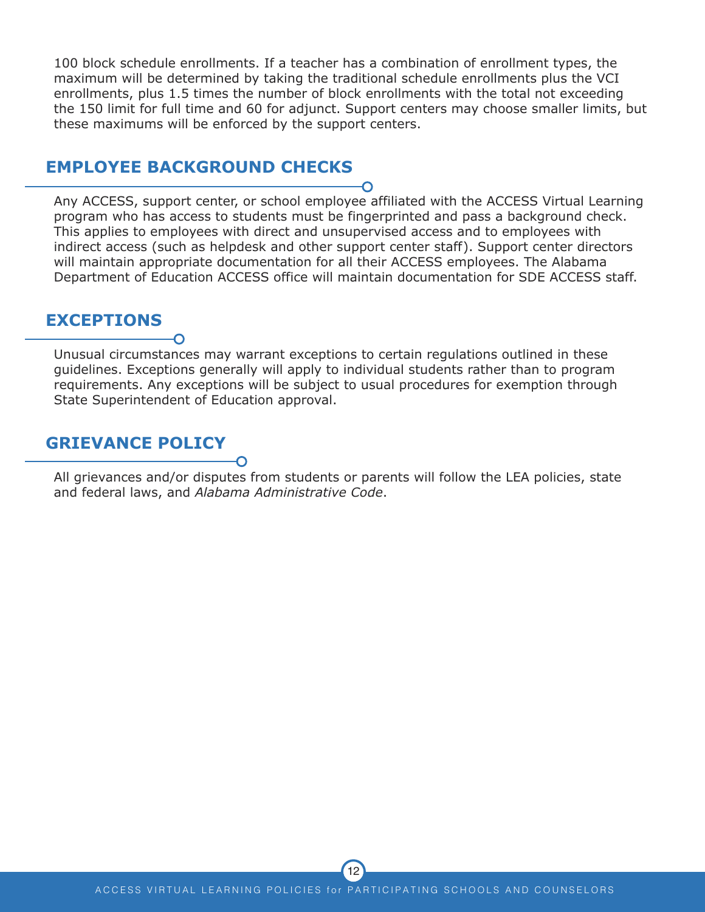100 block schedule enrollments. If a teacher has a combination of enrollment types, the maximum will be determined by taking the traditional schedule enrollments plus the VCI enrollments, plus 1.5 times the number of block enrollments with the total not exceeding the 150 limit for full time and 60 for adjunct. Support centers may choose smaller limits, but these maximums will be enforced by the support centers.

## EMPLOYEE BACKGROUND CHECKS

Any ACCESS, support center, or school employee affiliated with the ACCESS Virtual Learning program who has access to students must be fingerprinted and pass a background check. This applies to employees with direct and unsupervised access and to employees with indirect access (such as helpdesk and other support center staff). Support center directors will maintain appropriate documentation for all their ACCESS employees. The Alabama Department of Education ACCESS office will maintain documentation for SDE ACCESS staff.

## EXCEPTIONS

Unusual circumstances may warrant exceptions to certain regulations outlined in these guidelines. Exceptions generally will apply to individual students rather than to program requirements. Any exceptions will be subject to usual procedures for exemption through State Superintendent of Education approval.

## GRIEVANCE POLICY

All grievances and/or disputes from students or parents will follow the LEA policies, state and federal laws, and *Alabama Administrative Code*.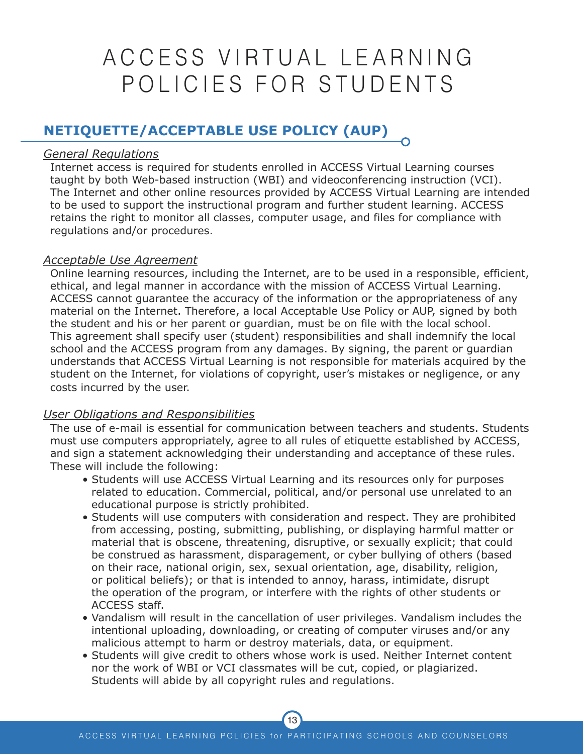# ACCESS VIRTUAL LEARNING POLICIES FOR STUDENTS

## NETIQUETTE/ACCEPTABLE USE POLICY (AUP)

*General Regulations*

Internet access is required for students enrolled in ACCESS Virtual Learning courses taught by both Web-based instruction (WBI) and videoconferencing instruction (VCI). The Internet and other online resources provided by ACCESS Virtual Learning are intended to be used to support the instructional program and further student learning. ACCESS retains the right to monitor all classes, computer usage, and files for compliance with regulations and/or procedures.

*Acceptable Use Agreement*

Online learning resources, including the Internet, are to be used in a responsible, efficient, ethical, and legal manner in accordance with the mission of ACCESS Virtual Learning. ACCESS cannot guarantee the accuracy of the information or the appropriateness of any material on the Internet. Therefore, a local Acceptable Use Policy or AUP, signed by both the student and his or her parent or guardian, must be on file with the local school. This agreement shall specify user (student) responsibilities and shall indemnify the local school and the ACCESS program from any damages. By signing, the parent or guardian understands that ACCESS Virtual Learning is not responsible for materials acquired by the student on the Internet, for violations of copyright, user's mistakes or negligence, or any costs incurred by the user.

*User Obligations and Responsibilities*

The use of e-mail is essential for communication between teachers and students. Students must use computers appropriately, agree to all rules of etiquette established by ACCESS, and sign a statement acknowledging their understanding and acceptance of these rules. These will include the following:

- Students will use ACCESS Virtual Learning and its resources only for purposes related to education. Commercial, political, and/or personal use unrelated to an educational purpose is strictly prohibited.
- Students will use computers with consideration and respect. They are prohibited from accessing, posting, submitting, publishing, or displaying harmful matter or material that is obscene, threatening, disruptive, or sexually explicit; that could be construed as harassment, disparagement, or cyber bullying of others (based on their race, national origin, sex, sexual orientation, age, disability, religion, or political beliefs); or that is intended to annoy, harass, intimidate, disrupt the operation of the program, or interfere with the rights of other students or ACCESS staff.
- Vandalism will result in the cancellation of user privileges. Vandalism includes the intentional uploading, downloading, or creating of computer viruses and/or any malicious attempt to harm or destroy materials, data, or equipment.
- Students will give credit to others whose work is used. Neither Internet content nor the work of WBI or VCI classmates will be cut, copied, or plagiarized. Students will abide by all copyright rules and regulations.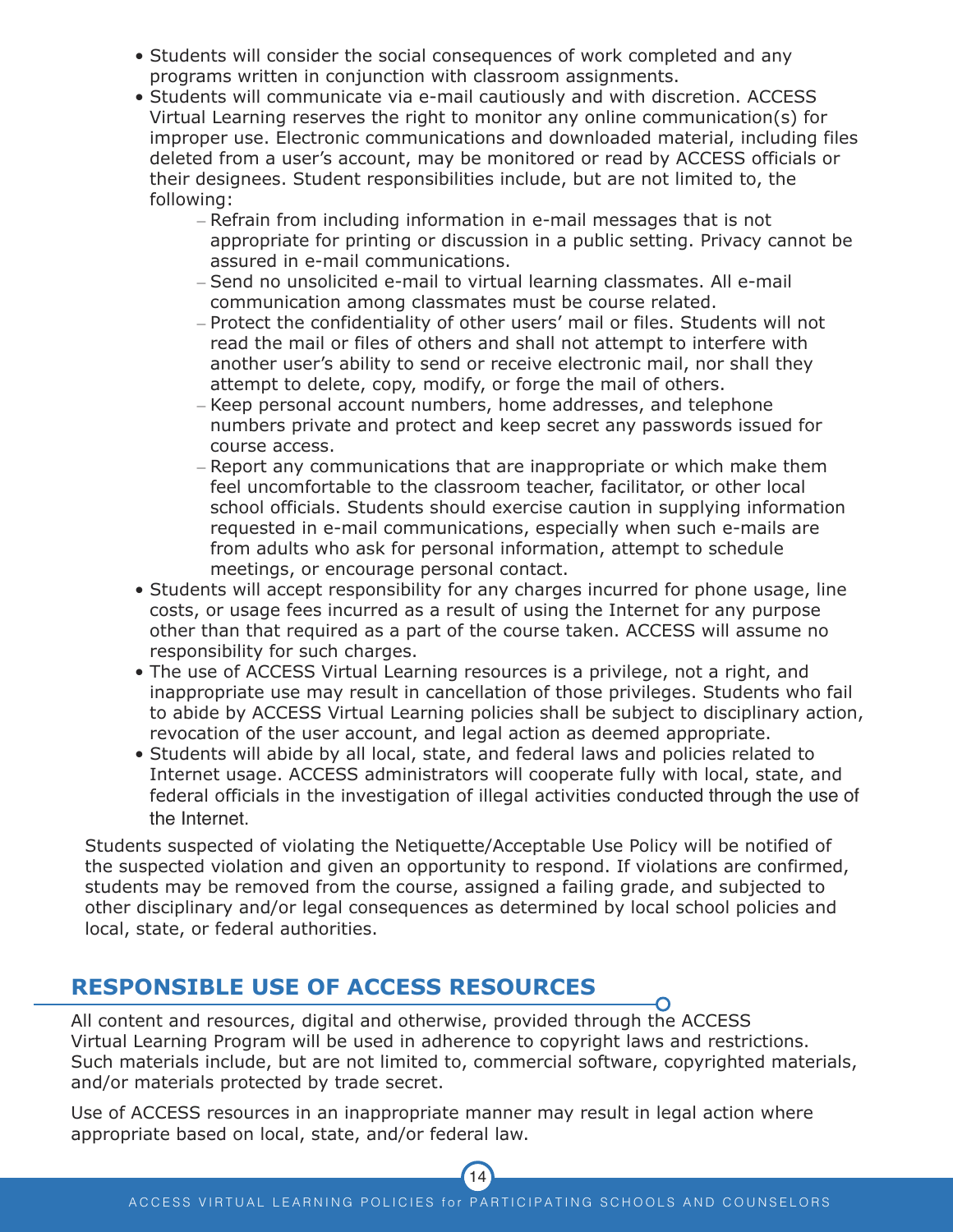- Students will consider the social consequences of work completed and any programs written in conjunction with classroom assignments.
- Students will communicate via e-mail cautiously and with discretion. ACCESS Virtual Learning reserves the right to monitor any online communication(s) for improper use. Electronic communications and downloaded material, including files deleted from a user's account, may be monitored or read by ACCESS officials or their designees. Student responsibilities include, but are not limited to, the following:
  - Refrain from including information in e-mail messages that is not appropriate for printing or discussion in a public setting. Privacy cannot be assured in e-mail communications.
  - Send no unsolicited e-mail to virtual learning classmates. All e-mail communication among classmates must be course related.
  - Protect the confidentiality of other users' mail or files. Students will not read the mail or files of others and shall not attempt to interfere with another user's ability to send or receive electronic mail, nor shall they attempt to delete, copy, modify, or forge the mail of others.
  - Keep personal account numbers, home addresses, and telephone numbers private and protect and keep secret any passwords issued for course access.
  - Report any communications that are inappropriate or which make them feel uncomfortable to the classroom teacher, facilitator, or other local school officials. Students should exercise caution in supplying information requested in e-mail communications, especially when such e-mails are from adults who ask for personal information, attempt to schedule meetings, or encourage personal contact.
- Students will accept responsibility for any charges incurred for phone usage, line costs, or usage fees incurred as a result of using the Internet for any purpose other than that required as a part of the course taken. ACCESS will assume no responsibility for such charges.
- The use of ACCESS Virtual Learning resources is a privilege, not a right, and inappropriate use may result in cancellation of those privileges. Students who fail to abide by ACCESS Virtual Learning policies shall be subject to disciplinary action, revocation of the user account, and legal action as deemed appropriate.
- Students will abide by all local, state, and federal laws and policies related to Internet usage. ACCESS administrators will cooperate fully with local, state, and federal officials in the investigation of illegal activities conducted through the use of the Internet.

Students suspected of violating the Netiquette/Acceptable Use Policy will be notified of the suspected violation and given an opportunity to respond. If violations are confirmed, students may be removed from the course, assigned a failing grade, and subjected to other disciplinary and/or legal consequences as determined by local school policies and local, state, or federal authorities.

## RESPONSIBLE USE OF ACCESS RESOURCES

All content and resources, digital and otherwise, provided through the ACCESS Virtual Learning Program will be used in adherence to copyright laws and restrictions. Such materials include, but are not limited to, commercial software, copyrighted materials, and/or materials protected by trade secret.

Use of ACCESS resources in an inappropriate manner may result in legal action where appropriate based on local, state, and/or federal law.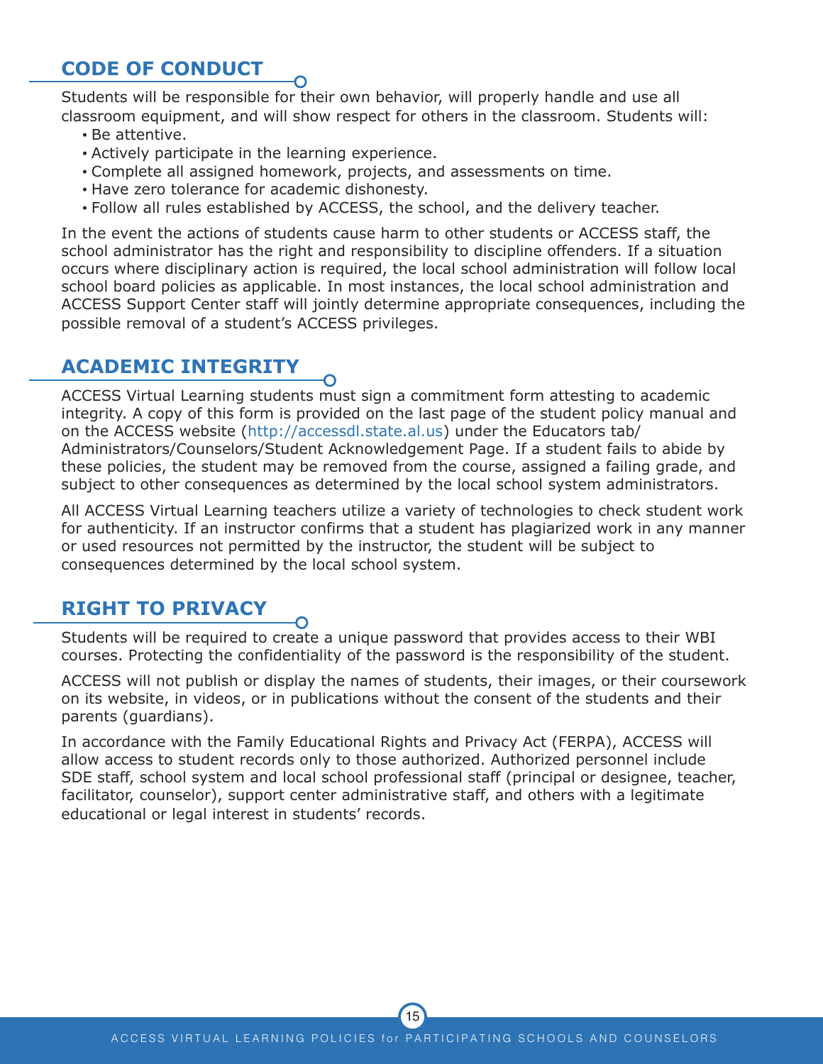## CODE OF CONDUCT

Students will be responsible for their own behavior, will properly handle and use all classroom equipment, and will show respect for others in the classroom. Students will:

- Be attentive.
- Actively participate in the learning experience.
- Complete all assigned homework, projects, and assessments on time.
- Have zero tolerance for academic dishonesty.
- Follow all rules established by ACCESS, the school, and the delivery teacher.

In the event the actions of students cause harm to other students or ACCESS staff, the school administrator has the right and responsibility to discipline offenders. If a situation occurs where disciplinary action is required, the local school administration will follow local school board policies as applicable. In most instances, the local school administration and ACCESS Support Center staff will jointly determine appropriate consequences, including the possible removal of a student's ACCESS privileges.

## ACADEMIC INTEGRITY

ACCESS Virtual Learning students must sign a commitment form attesting to academic integrity. A copy of this form is provided on the last page of the student policy manual and on the ACCESS website (http://accessdl.state.al.us) under the Educators tab/ Administrators/Counselors/Student Acknowledgement Page. If a student fails to abide by these policies, the student may be removed from the course, assigned a failing grade, and subject to other consequences as determined by the local school system administrators.

All ACCESS Virtual Learning teachers utilize a variety of technologies to check student work for authenticity. If an instructor confirms that a student has plagiarized work in any manner or used resources not permitted by the instructor, the student will be subject to consequences determined by the local school system.

## RIGHT TO PRIVACY

Students will be required to create a unique password that provides access to their WBI courses. Protecting the confidentiality of the password is the responsibility of the student.

ACCESS will not publish or display the names of students, their images, or their coursework on its website, in videos, or in publications without the consent of the students and their parents (guardians).

In accordance with the Family Educational Rights and Privacy Act (FERPA), ACCESS will allow access to student records only to those authorized. Authorized personnel include SDE staff, school system and local school professional staff (principal or designee, teacher, facilitator, counselor), support center administrative staff, and others with a legitimate educational or legal interest in students' records.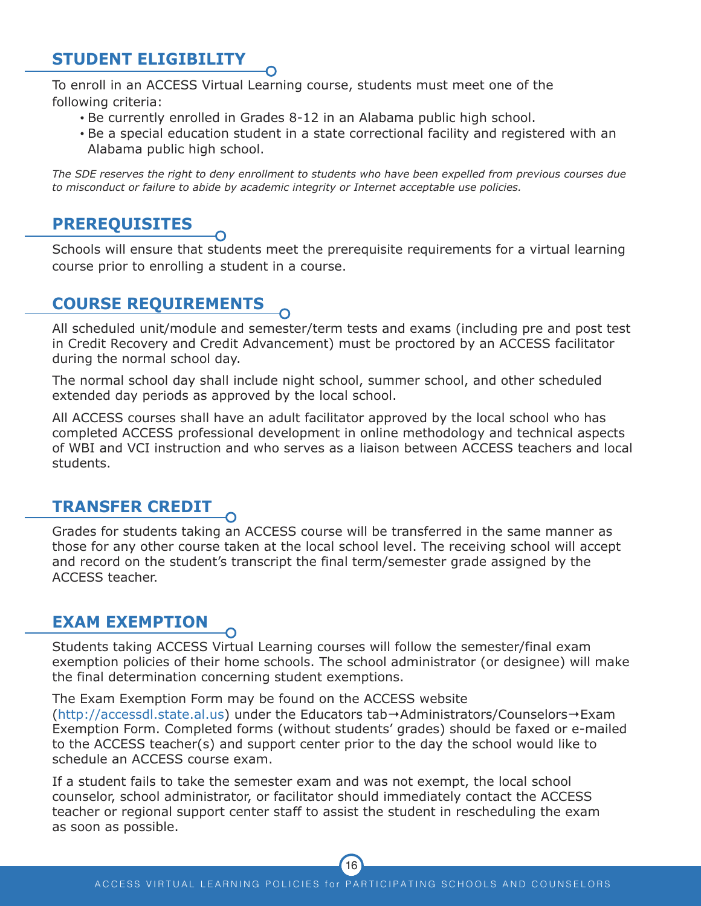## STUDENT ELIGIBILITY

To enroll in an ACCESS Virtual Learning course, students must meet one of the following criteria:

- Be currently enrolled in Grades 8-12 in an Alabama public high school.
- Be a special education student in a state correctional facility and registered with an Alabama public high school.

*The SDE reserves the right to deny enrollment to students who have been expelled from previous courses due to misconduct or failure to abide by academic integrity or Internet acceptable use policies.*

## PREREQUISITES

Schools will ensure that students meet the prerequisite requirements for a virtual learning course prior to enrolling a student in a course.

## COURSE REQUIREMENTS

All scheduled unit/module and semester/term tests and exams (including pre and post test in Credit Recovery and Credit Advancement) must be proctored by an ACCESS facilitator during the normal school day.

The normal school day shall include night school, summer school, and other scheduled extended day periods as approved by the local school.

All ACCESS courses shall have an adult facilitator approved by the local school who has completed ACCESS professional development in online methodology and technical aspects of WBI and VCI instruction and who serves as a liaison between ACCESS teachers and local students.

## TRANSFER CREDIT

Grades for students taking an ACCESS course will be transferred in the same manner as those for any other course taken at the local school level. The receiving school will accept and record on the student's transcript the final term/semester grade assigned by the ACCESS teacher.

## EXAM EXEMPTION

Students taking ACCESS Virtual Learning courses will follow the semester/final exam exemption policies of their home schools. The school administrator (or designee) will make the final determination concerning student exemptions.

The Exam Exemption Form may be found on the ACCESS website (http://accessdl.state.al.us) under the Educators tab→Administrators/Counselors→Exam Exemption Form. Completed forms (without students' grades) should be faxed or e-mailed to the ACCESS teacher(s) and support center prior to the day the school would like to schedule an ACCESS course exam.

If a student fails to take the semester exam and was not exempt, the local school counselor, school administrator, or facilitator should immediately contact the ACCESS teacher or regional support center staff to assist the student in rescheduling the exam as soon as possible.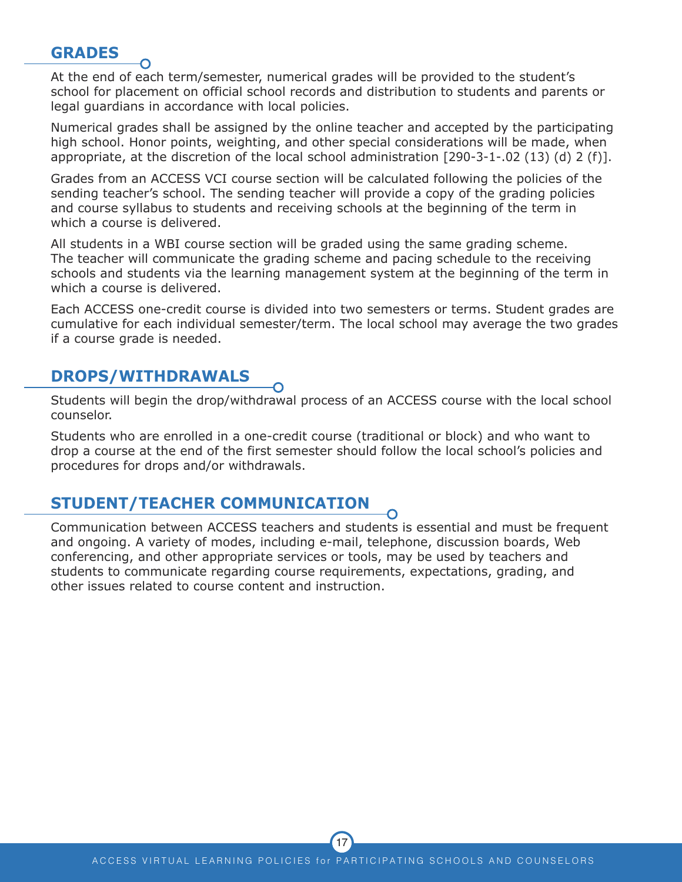## GRADES

At the end of each term/semester, numerical grades will be provided to the student's school for placement on official school records and distribution to students and parents or legal guardians in accordance with local policies.

Numerical grades shall be assigned by the online teacher and accepted by the participating high school. Honor points, weighting, and other special considerations will be made, when appropriate, at the discretion of the local school administration [290-3-1-.02 (13) (d) 2 (f)].

Grades from an ACCESS VCI course section will be calculated following the policies of the sending teacher's school. The sending teacher will provide a copy of the grading policies and course syllabus to students and receiving schools at the beginning of the term in which a course is delivered.

All students in a WBI course section will be graded using the same grading scheme. The teacher will communicate the grading scheme and pacing schedule to the receiving schools and students via the learning management system at the beginning of the term in which a course is delivered.

Each ACCESS one-credit course is divided into two semesters or terms. Student grades are cumulative for each individual semester/term. The local school may average the two grades if a course grade is needed.

## DROPS/WITHDRAWALS

Students will begin the drop/withdrawal process of an ACCESS course with the local school counselor.

Students who are enrolled in a one-credit course (traditional or block) and who want to drop a course at the end of the first semester should follow the local school's policies and procedures for drops and/or withdrawals.

## STUDENT/TEACHER COMMUNICATION

Communication between ACCESS teachers and students is essential and must be frequent and ongoing. A variety of modes, including e-mail, telephone, discussion boards, Web conferencing, and other appropriate services or tools, may be used by teachers and students to communicate regarding course requirements, expectations, grading, and other issues related to course content and instruction.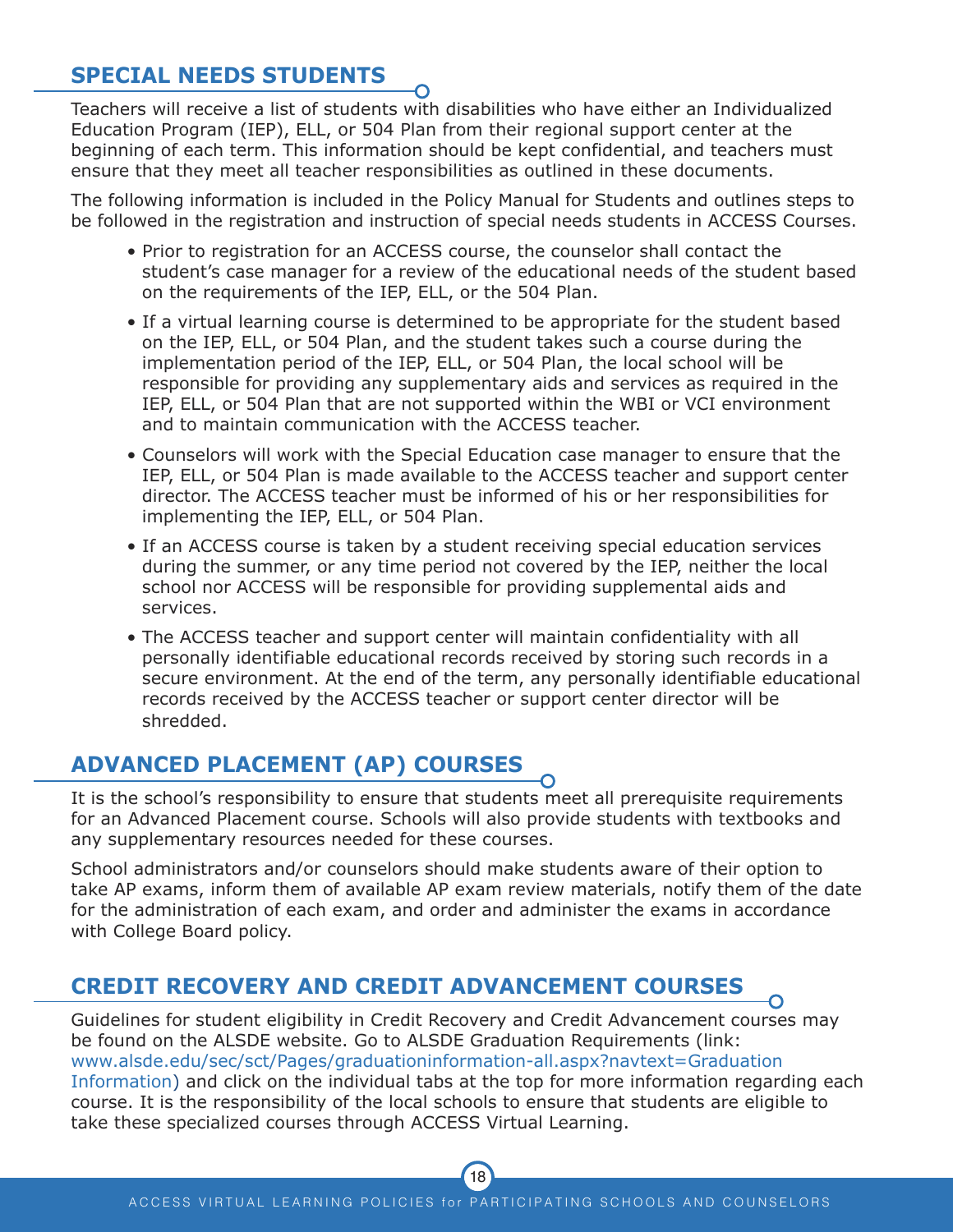## SPECIAL NEEDS STUDENTS

Teachers will receive a list of students with disabilities who have either an Individualized Education Program (IEP), ELL, or 504 Plan from their regional support center at the beginning of each term. This information should be kept confidential, and teachers must ensure that they meet all teacher responsibilities as outlined in these documents.

The following information is included in the Policy Manual for Students and outlines steps to be followed in the registration and instruction of special needs students in ACCESS Courses.

- Prior to registration for an ACCESS course, the counselor shall contact the student's case manager for a review of the educational needs of the student based on the requirements of the IEP, ELL, or the 504 Plan.
- If a virtual learning course is determined to be appropriate for the student based on the IEP, ELL, or 504 Plan, and the student takes such a course during the implementation period of the IEP, ELL, or 504 Plan, the local school will be responsible for providing any supplementary aids and services as required in the IEP, ELL, or 504 Plan that are not supported within the WBI or VCI environment and to maintain communication with the ACCESS teacher.
- Counselors will work with the Special Education case manager to ensure that the IEP, ELL, or 504 Plan is made available to the ACCESS teacher and support center director. The ACCESS teacher must be informed of his or her responsibilities for implementing the IEP, ELL, or 504 Plan.
- If an ACCESS course is taken by a student receiving special education services during the summer, or any time period not covered by the IEP, neither the local school nor ACCESS will be responsible for providing supplemental aids and services.
- The ACCESS teacher and support center will maintain confidentiality with all personally identifiable educational records received by storing such records in a secure environment. At the end of the term, any personally identifiable educational records received by the ACCESS teacher or support center director will be shredded.

## ADVANCED PLACEMENT (AP) COURSES

It is the school's responsibility to ensure that students meet all prerequisite requirements for an Advanced Placement course. Schools will also provide students with textbooks and any supplementary resources needed for these courses.

School administrators and/or counselors should make students aware of their option to take AP exams, inform them of available AP exam review materials, notify them of the date for the administration of each exam, and order and administer the exams in accordance with College Board policy.

## CREDIT RECOVERY AND CREDIT ADVANCEMENT COURSES

Guidelines for student eligibility in Credit Recovery and Credit Advancement courses may be found on the ALSDE website. Go to ALSDE Graduation Requirements (link: www.alsde.edu/sec/sct/Pages/graduationinformation-all.aspx?navtext=Graduation Information) and click on the individual tabs at the top for more information regarding each course. It is the responsibility of the local schools to ensure that students are eligible to take these specialized courses through ACCESS Virtual Learning.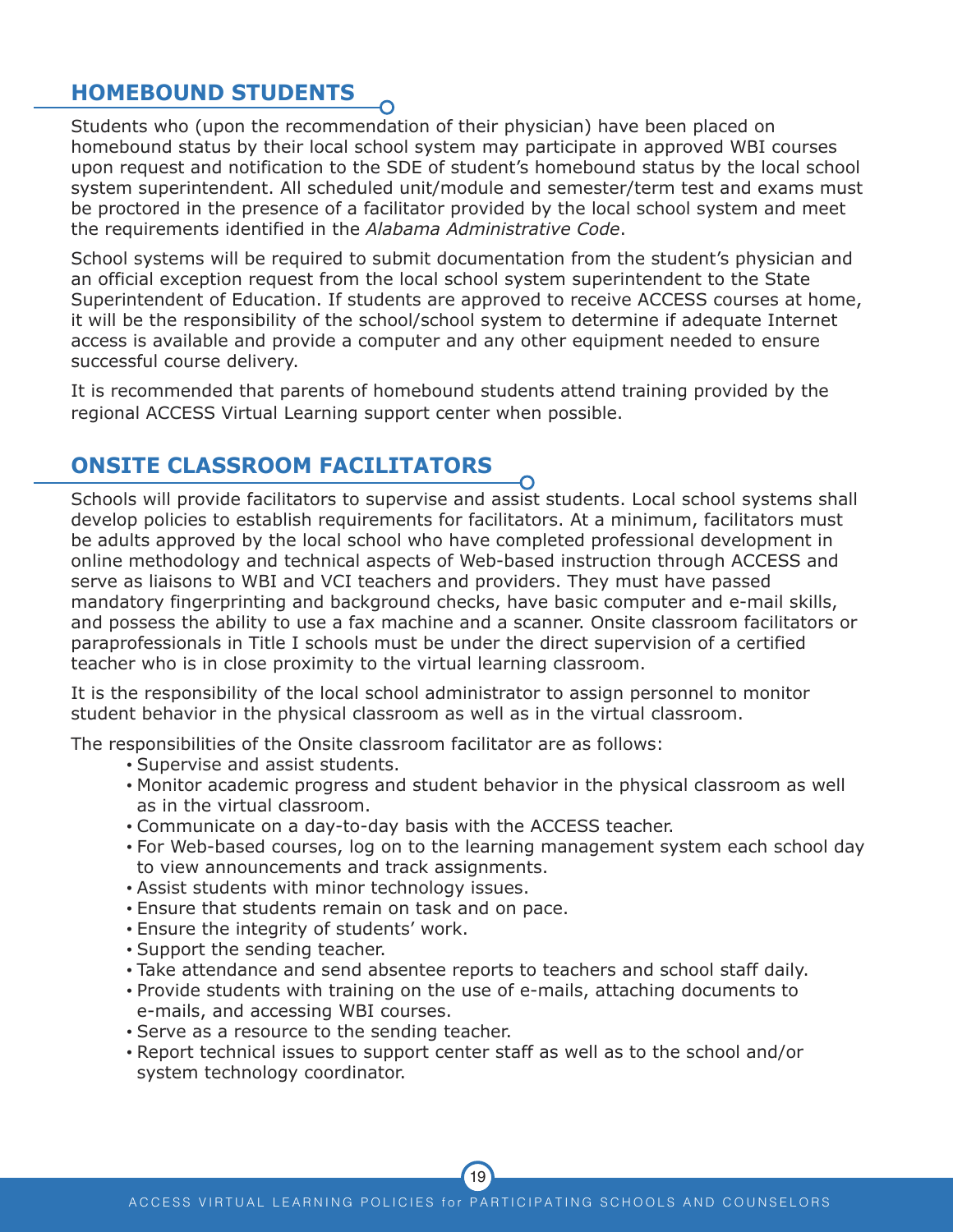## HOMEBOUND STUDENTS

Students who (upon the recommendation of their physician) have been placed on homebound status by their local school system may participate in approved WBI courses upon request and notification to the SDE of student's homebound status by the local school system superintendent. All scheduled unit/module and semester/term test and exams must be proctored in the presence of a facilitator provided by the local school system and meet the requirements identified in the *Alabama Administrative Code*.

School systems will be required to submit documentation from the student's physician and an official exception request from the local school system superintendent to the State Superintendent of Education. If students are approved to receive ACCESS courses at home, it will be the responsibility of the school/school system to determine if adequate Internet access is available and provide a computer and any other equipment needed to ensure successful course delivery.

It is recommended that parents of homebound students attend training provided by the regional ACCESS Virtual Learning support center when possible.

## ONSITE CLASSROOM FACILITATORS

Schools will provide facilitators to supervise and assist students. Local school systems shall develop policies to establish requirements for facilitators. At a minimum, facilitators must be adults approved by the local school who have completed professional development in online methodology and technical aspects of Web-based instruction through ACCESS and serve as liaisons to WBI and VCI teachers and providers. They must have passed mandatory fingerprinting and background checks, have basic computer and e-mail skills, and possess the ability to use a fax machine and a scanner. Onsite classroom facilitators or paraprofessionals in Title I schools must be under the direct supervision of a certified teacher who is in close proximity to the virtual learning classroom.

It is the responsibility of the local school administrator to assign personnel to monitor student behavior in the physical classroom as well as in the virtual classroom.

The responsibilities of the Onsite classroom facilitator are as follows:

- Supervise and assist students.
- Monitor academic progress and student behavior in the physical classroom as well as in the virtual classroom.
- Communicate on a day-to-day basis with the ACCESS teacher.
- For Web-based courses, log on to the learning management system each school day to view announcements and track assignments.
- Assist students with minor technology issues.
- Ensure that students remain on task and on pace.
- Ensure the integrity of students' work.
- Support the sending teacher.
- Take attendance and send absentee reports to teachers and school staff daily.
- Provide students with training on the use of e-mails, attaching documents to e-mails, and accessing WBI courses.
- Serve as a resource to the sending teacher.
- Report technical issues to support center staff as well as to the school and/or system technology coordinator.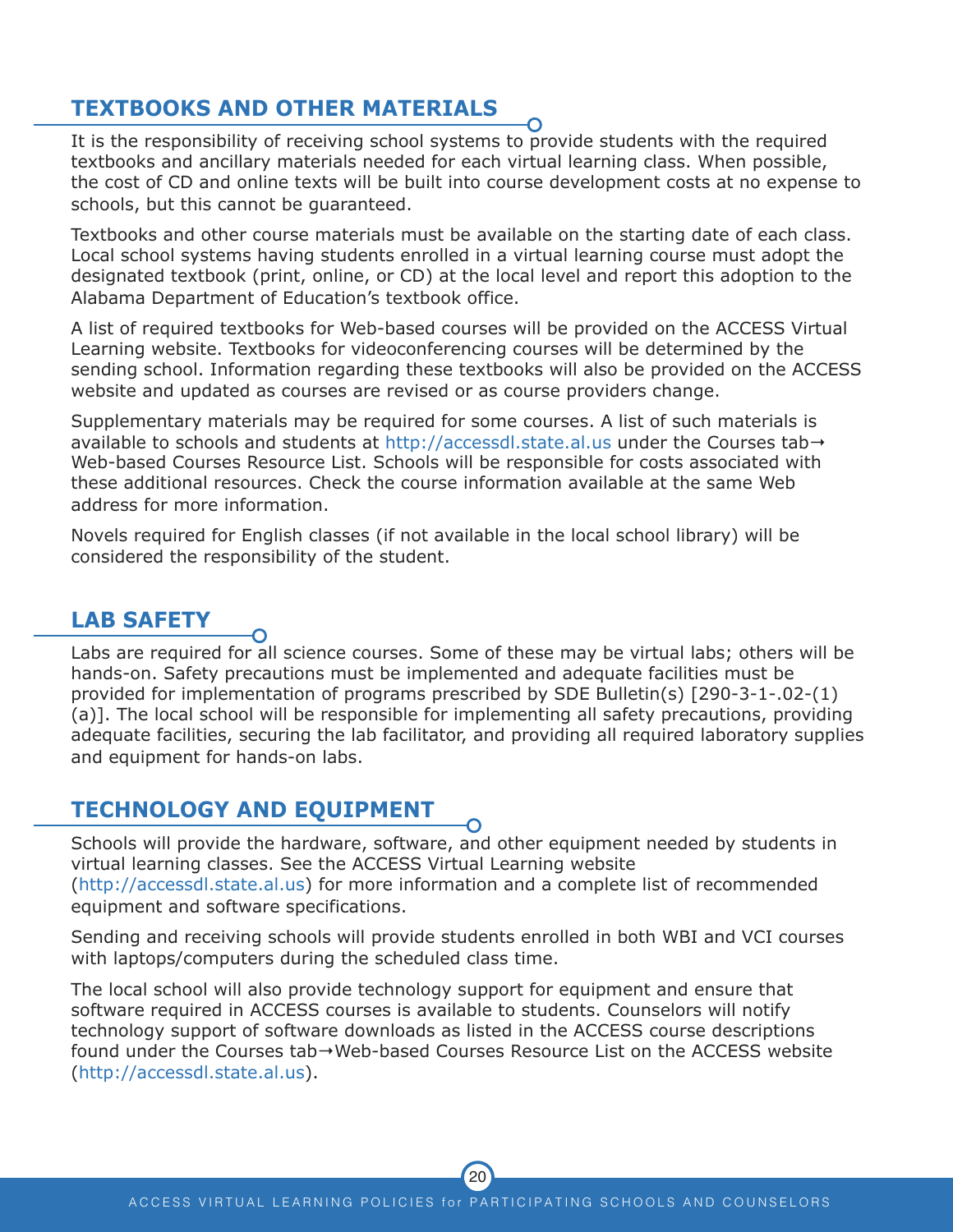## TEXTBOOKS AND OTHER MATERIALS

It is the responsibility of receiving school systems to provide students with the required textbooks and ancillary materials needed for each virtual learning class. When possible, the cost of CD and online texts will be built into course development costs at no expense to schools, but this cannot be guaranteed.

Textbooks and other course materials must be available on the starting date of each class. Local school systems having students enrolled in a virtual learning course must adopt the designated textbook (print, online, or CD) at the local level and report this adoption to the Alabama Department of Education's textbook office.

A list of required textbooks for Web-based courses will be provided on the ACCESS Virtual Learning website. Textbooks for videoconferencing courses will be determined by the sending school. Information regarding these textbooks will also be provided on the ACCESS website and updated as courses are revised or as course providers change.

Supplementary materials may be required for some courses. A list of such materials is available to schools and students at http://accessdl.state.al.us under the Courses tab→ Web-based Courses Resource List. Schools will be responsible for costs associated with these additional resources. Check the course information available at the same Web address for more information.

Novels required for English classes (if not available in the local school library) will be considered the responsibility of the student.

## LAB SAFETY

Labs are required for all science courses. Some of these may be virtual labs; others will be hands-on. Safety precautions must be implemented and adequate facilities must be provided for implementation of programs prescribed by SDE Bulletin(s) [290-3-1-.02-(1)(a)]. The local school will be responsible for implementing all safety precautions, providing adequate facilities, securing the lab facilitator, and providing all required laboratory supplies and equipment for hands-on labs.

## TECHNOLOGY AND EQUIPMENT

Schools will provide the hardware, software, and other equipment needed by students in virtual learning classes. See the ACCESS Virtual Learning website (http://accessdl.state.al.us) for more information and a complete list of recommended equipment and software specifications.

Sending and receiving schools will provide students enrolled in both WBI and VCI courses with laptops/computers during the scheduled class time.

The local school will also provide technology support for equipment and ensure that software required in ACCESS courses is available to students. Counselors will notify technology support of software downloads as listed in the ACCESS course descriptions found under the Courses tab→Web-based Courses Resource List on the ACCESS website (http://accessdl.state.al.us).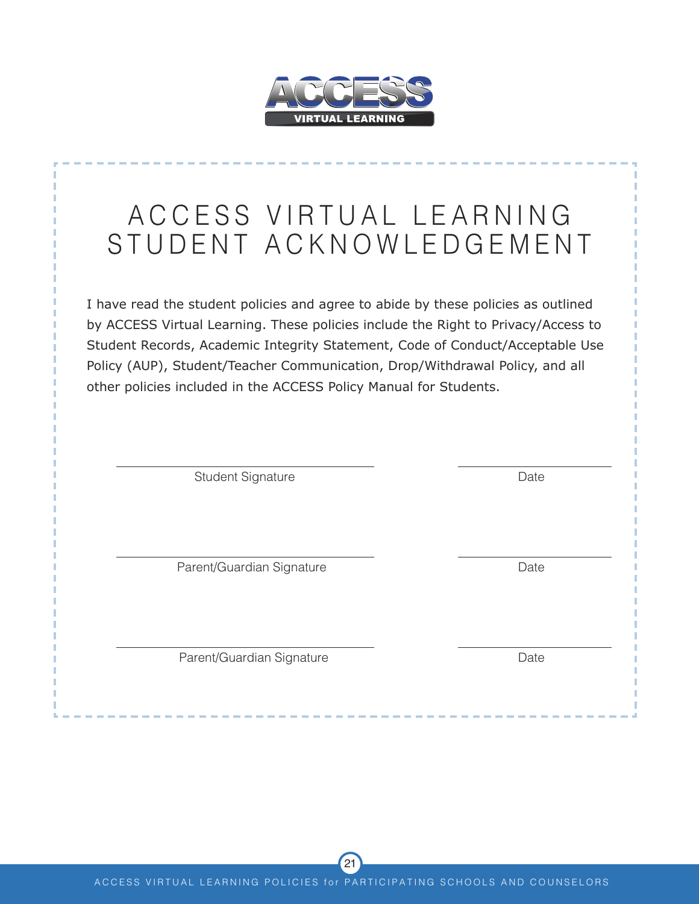# ACCESS VIRTUAL LEARNING STUDENT ACKNOWLEDGEMENT

I have read the student policies and agree to abide by these policies as outlined by ACCESS Virtual Learning. These policies include the Right to Privacy/Access to Student Records, Academic Integrity Statement, Code of Conduct/Acceptable Use Policy (AUP), Student/Teacher Communication, Drop/Withdrawal Policy, and all other policies included in the ACCESS Policy Manual for Students.

_________________________________ Student Signature

_________________ Date

_________________________________ Parent/Guardian Signature

_________________ Date

_________________________________ Parent/Guardian Signature

_________________ Date